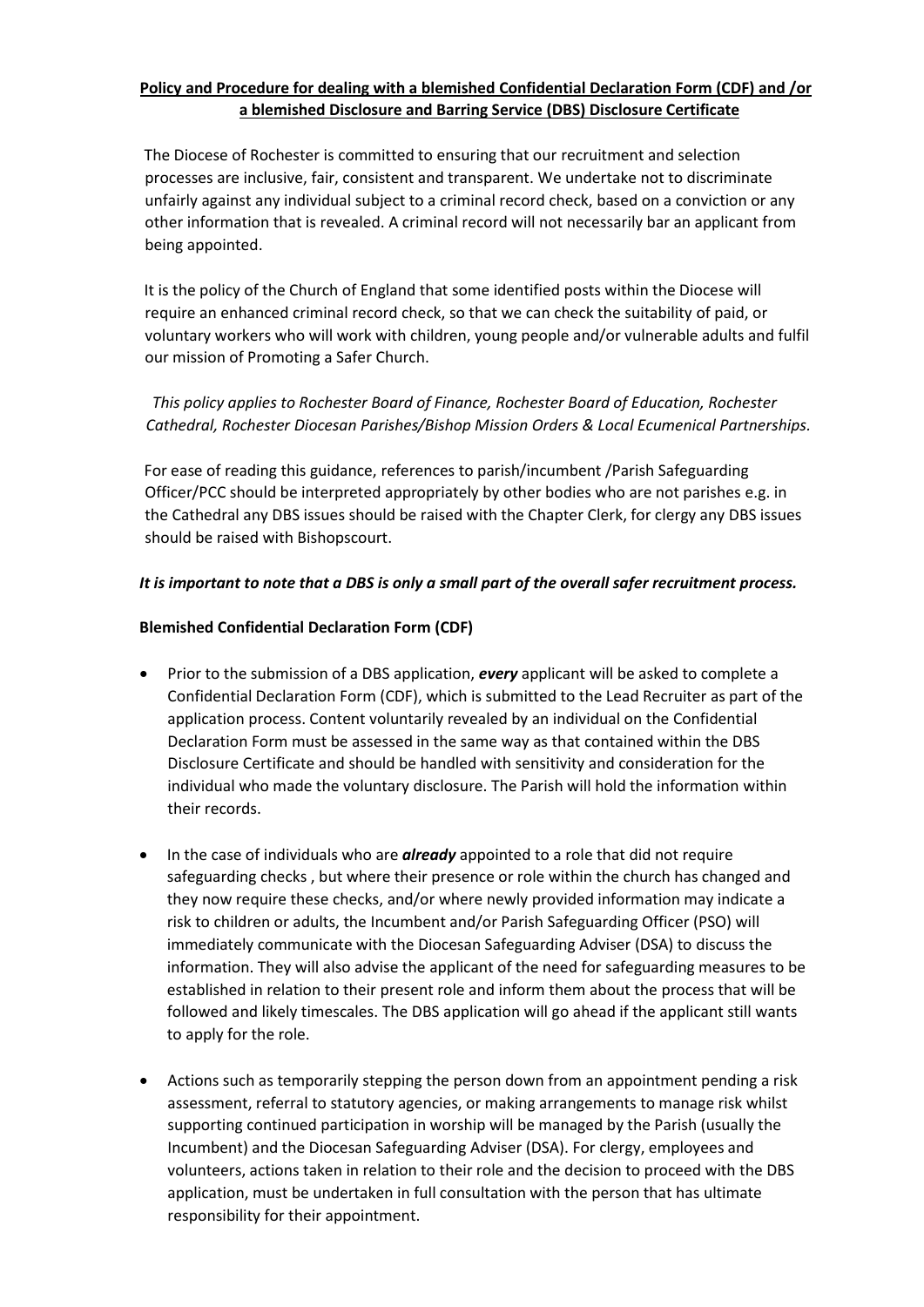**Policy and Procedure for dealing with a blemished Confidential Declaration Form (CDF) and /or a blemished Disclosure and Barring Service (DBS) Disclosure Certificate**

The Diocese of Rochester is committed to ensuring that our recruitment and selection processes are inclusive, fair, consistent and transparent. We undertake not to discriminate unfairly against any individual subject to a criminal record check, based on a conviction or any other information that is revealed. A criminal record will not necessarily bar an applicant from being appointed.

It is the policy of the Church of England that some identified posts within the Diocese will require an enhanced criminal record check, so that we can check the suitability of paid, or voluntary workers who will work with children, young people and/or vulnerable adults and fulfil our mission of Promoting a Safer Church.

*This policy applies to Rochester Board of Finance, Rochester Board of Education, Rochester Cathedral, Rochester Diocesan Parishes/Bishop Mission Orders & Local Ecumenical Partnerships.*

For ease of reading this guidance, references to parish/incumbent /Parish Safeguarding Officer/PCC should be interpreted appropriately by other bodies who are not parishes e.g. in the Cathedral any DBS issues should be raised with the Chapter Clerk, for clergy any DBS issues should be raised with Bishopscourt.

***It is important to note that a DBS is only a small part of the overall safer recruitment process.***

**Blemished Confidential Declaration Form (CDF)**

- Prior to the submission of a DBS application, ***every*** applicant will be asked to complete a Confidential Declaration Form (CDF), which is submitted to the Lead Recruiter as part of the application process. Content voluntarily revealed by an individual on the Confidential Declaration Form must be assessed in the same way as that contained within the DBS Disclosure Certificate and should be handled with sensitivity and consideration for the individual who made the voluntary disclosure. The Parish will hold the information within their records.
- In the case of individuals who are ***already*** appointed to a role that did not require safeguarding checks , but where their presence or role within the church has changed and they now require these checks, and/or where newly provided information may indicate a risk to children or adults, the Incumbent and/or Parish Safeguarding Officer (PSO) will immediately communicate with the Diocesan Safeguarding Adviser (DSA) to discuss the information. They will also advise the applicant of the need for safeguarding measures to be established in relation to their present role and inform them about the process that will be followed and likely timescales. The DBS application will go ahead if the applicant still wants to apply for the role.
- Actions such as temporarily stepping the person down from an appointment pending a risk assessment, referral to statutory agencies, or making arrangements to manage risk whilst supporting continued participation in worship will be managed by the Parish (usually the Incumbent) and the Diocesan Safeguarding Adviser (DSA). For clergy, employees and volunteers, actions taken in relation to their role and the decision to proceed with the DBS application, must be undertaken in full consultation with the person that has ultimate responsibility for their appointment.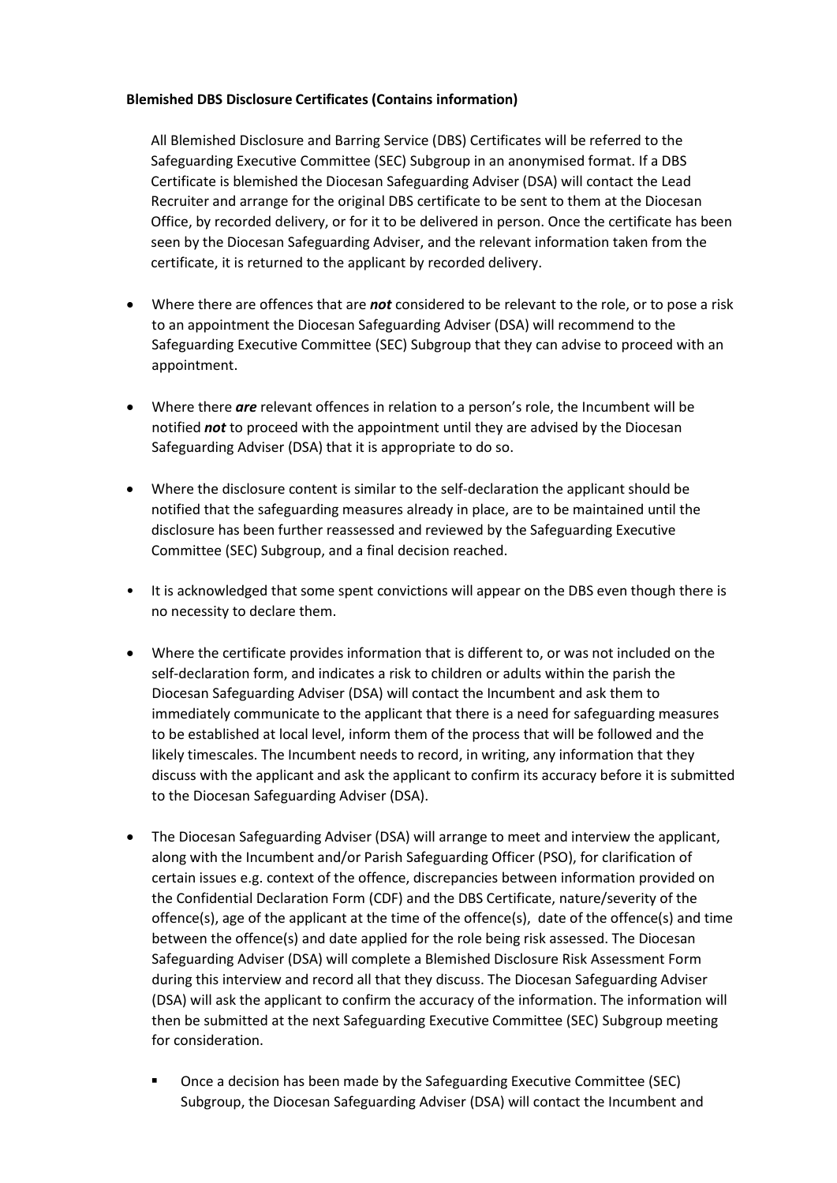**Blemished DBS Disclosure Certificates (Contains information)**

All Blemished Disclosure and Barring Service (DBS) Certificates will be referred to the Safeguarding Executive Committee (SEC) Subgroup in an anonymised format. If a DBS Certificate is blemished the Diocesan Safeguarding Adviser (DSA) will contact the Lead Recruiter and arrange for the original DBS certificate to be sent to them at the Diocesan Office, by recorded delivery, or for it to be delivered in person. Once the certificate has been seen by the Diocesan Safeguarding Adviser, and the relevant information taken from the certificate, it is returned to the applicant by recorded delivery.

- Where there are offences that are ***not*** considered to be relevant to the role, or to pose a risk to an appointment the Diocesan Safeguarding Adviser (DSA) will recommend to the Safeguarding Executive Committee (SEC) Subgroup that they can advise to proceed with an appointment.

- Where there ***are*** relevant offences in relation to a person's role, the Incumbent will be notified ***not*** to proceed with the appointment until they are advised by the Diocesan Safeguarding Adviser (DSA) that it is appropriate to do so.

- Where the disclosure content is similar to the self-declaration the applicant should be notified that the safeguarding measures already in place, are to be maintained until the disclosure has been further reassessed and reviewed by the Safeguarding Executive Committee (SEC) Subgroup, and a final decision reached.

- It is acknowledged that some spent convictions will appear on the DBS even though there is no necessity to declare them.

- Where the certificate provides information that is different to, or was not included on the self-declaration form, and indicates a risk to children or adults within the parish the Diocesan Safeguarding Adviser (DSA) will contact the Incumbent and ask them to immediately communicate to the applicant that there is a need for safeguarding measures to be established at local level, inform them of the process that will be followed and the likely timescales. The Incumbent needs to record, in writing, any information that they discuss with the applicant and ask the applicant to confirm its accuracy before it is submitted to the Diocesan Safeguarding Adviser (DSA).

- The Diocesan Safeguarding Adviser (DSA) will arrange to meet and interview the applicant, along with the Incumbent and/or Parish Safeguarding Officer (PSO), for clarification of certain issues e.g. context of the offence, discrepancies between information provided on the Confidential Declaration Form (CDF) and the DBS Certificate, nature/severity of the offence(s), age of the applicant at the time of the offence(s), date of the offence(s) and time between the offence(s) and date applied for the role being risk assessed. The Diocesan Safeguarding Adviser (DSA) will complete a Blemished Disclosure Risk Assessment Form during this interview and record all that they discuss. The Diocesan Safeguarding Adviser (DSA) will ask the applicant to confirm the accuracy of the information. The information will then be submitted at the next Safeguarding Executive Committee (SEC) Subgroup meeting for consideration.

    - Once a decision has been made by the Safeguarding Executive Committee (SEC) Subgroup, the Diocesan Safeguarding Adviser (DSA) will contact the Incumbent and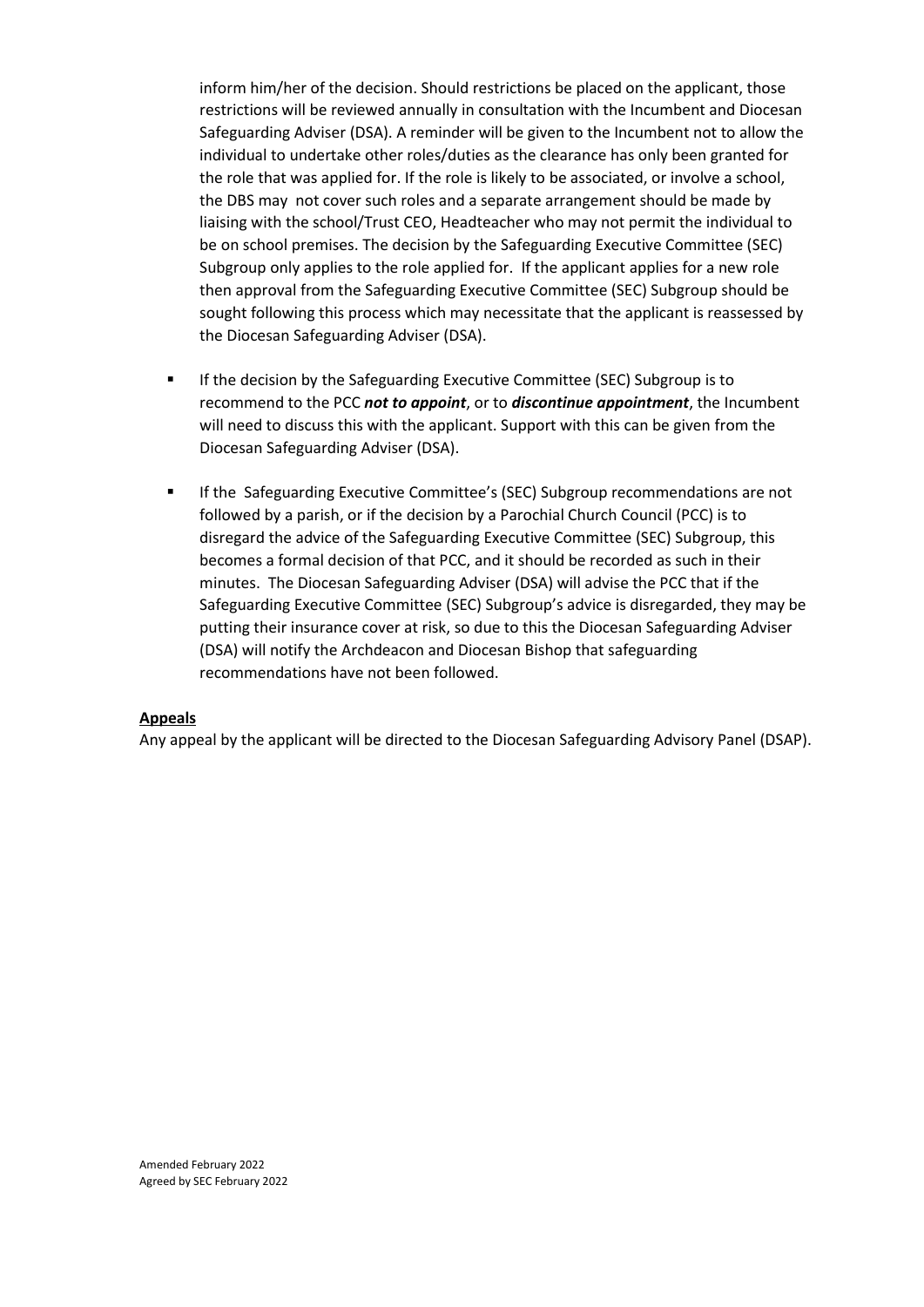inform him/her of the decision. Should restrictions be placed on the applicant, those restrictions will be reviewed annually in consultation with the Incumbent and Diocesan Safeguarding Adviser (DSA). A reminder will be given to the Incumbent not to allow the individual to undertake other roles/duties as the clearance has only been granted for the role that was applied for. If the role is likely to be associated, or involve a school, the DBS may not cover such roles and a separate arrangement should be made by liaising with the school/Trust CEO, Headteacher who may not permit the individual to be on school premises. The decision by the Safeguarding Executive Committee (SEC) Subgroup only applies to the role applied for. If the applicant applies for a new role then approval from the Safeguarding Executive Committee (SEC) Subgroup should be sought following this process which may necessitate that the applicant is reassessed by the Diocesan Safeguarding Adviser (DSA).

- If the decision by the Safeguarding Executive Committee (SEC) Subgroup is to recommend to the PCC ***not to appoint***, or to ***discontinue appointment***, the Incumbent will need to discuss this with the applicant. Support with this can be given from the Diocesan Safeguarding Adviser (DSA).

- If the Safeguarding Executive Committee's (SEC) Subgroup recommendations are not followed by a parish, or if the decision by a Parochial Church Council (PCC) is to disregard the advice of the Safeguarding Executive Committee (SEC) Subgroup, this becomes a formal decision of that PCC, and it should be recorded as such in their minutes. The Diocesan Safeguarding Adviser (DSA) will advise the PCC that if the Safeguarding Executive Committee (SEC) Subgroup's advice is disregarded, they may be putting their insurance cover at risk, so due to this the Diocesan Safeguarding Adviser (DSA) will notify the Archdeacon and Diocesan Bishop that safeguarding recommendations have not been followed.

**Appeals**

Any appeal by the applicant will be directed to the Diocesan Safeguarding Advisory Panel (DSAP).

Amended February 2022
Agreed by SEC February 2022